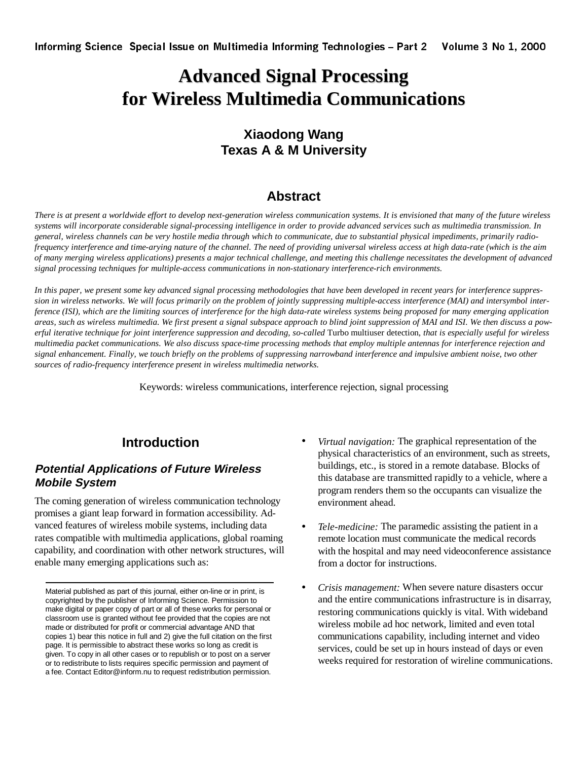# Advanced Signal Processing for Wireless Multimedia Communications

**Xiaodong Wang**
**Texas A & M University**

## Abstract

*There is at present a worldwide effort to develop next-generation wireless communication systems. It is envisioned that many of the future wireless systems will incorporate considerable signal-processing intelligence in order to provide advanced services such as multimedia transmission. In general, wireless channels can be very hostile media through which to communicate, due to substantial physical impediments, primarily radio-frequency interference and time-arying nature of the channel. The need of providing universal wireless access at high data-rate (which is the aim of many merging wireless applications) presents a major technical challenge, and meeting this challenge necessitates the development of advanced signal processing techniques for multiple-access communications in non-stationary interference-rich environments.*

*In this paper, we present some key advanced signal processing methodologies that have been developed in recent years for interference suppression in wireless networks. We will focus primarily on the problem of jointly suppressing multiple-access interference (MAI) and intersymbol interference (ISI), which are the limiting sources of interference for the high data-rate wireless systems being proposed for many emerging application areas, such as wireless multimedia. We first present a signal subspace approach to blind joint suppression of MAI and ISI. We then discuss a powerful iterative technique for joint interference suppression and decoding, so-called* Turbo multiuser detection*, that is especially useful for wireless multimedia packet communications. We also discuss space-time processing methods that employ multiple antennas for interference rejection and signal enhancement. Finally, we touch briefly on the problems of suppressing narrowband interference and impulsive ambient noise, two other sources of radio-frequency interference present in wireless multimedia networks.*

Keywords: wireless communications, interference rejection, signal processing

## Introduction

### Potential Applications of Future Wireless Mobile System

The coming generation of wireless communication technology promises a giant leap forward in formation accessibility. Advanced features of wireless mobile systems, including data rates compatible with multimedia applications, global roaming capability, and coordination with other network structures, will enable many emerging applications such as:

- *Virtual navigation:* The graphical representation of the physical characteristics of an environment, such as streets, buildings, etc., is stored in a remote database. Blocks of this database are transmitted rapidly to a vehicle, where a program renders them so the occupants can visualize the environment ahead.
- *Tele-medicine:* The paramedic assisting the patient in a remote location must communicate the medical records with the hospital and may need videoconference assistance from a doctor for instructions.
- *Crisis management:* When severe nature disasters occur and the entire communications infrastructure is in disarray, restoring communications quickly is vital. With wideband wireless mobile ad hoc network, limited and even total communications capability, including internet and video services, could be set up in hours instead of days or even weeks required for restoration of wireline communications.

Material published as part of this journal, either on-line or in print, is copyrighted by the publisher of Informing Science. Permission to make digital or paper copy of part or all of these works for personal or classroom use is granted without fee provided that the copies are not made or distributed for profit or commercial advantage AND that copies 1) bear this notice in full and 2) give the full citation on the first page. It is permissible to abstract these works so long as credit is given. To copy in all other cases or to republish or to post on a server or to redistribute to lists requires specific permission and payment of a fee. Contact Editor@inform.nu to request redistribution permission.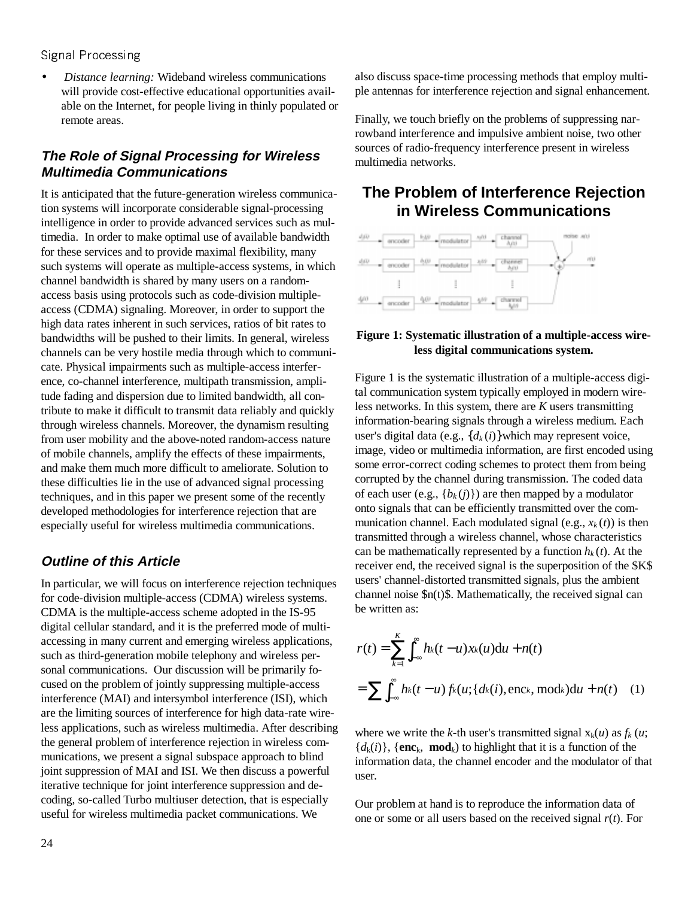- *Distance learning:* Wideband wireless communications will provide cost-effective educational opportunities available on the Internet, for people living in thinly populated or remote areas.

### The Role of Signal Processing for Wireless Multimedia Communications

It is anticipated that the future-generation wireless communication systems will incorporate considerable signal-processing intelligence in order to provide advanced services such as multimedia. In order to make optimal use of available bandwidth for these services and to provide maximal flexibility, many such systems will operate as multiple-access systems, in which channel bandwidth is shared by many users on a random-access basis using protocols such as code-division multiple-access (CDMA) signaling. Moreover, in order to support the high data rates inherent in such services, ratios of bit rates to bandwidths will be pushed to their limits. In general, wireless channels can be very hostile media through which to communicate. Physical impairments such as multiple-access interference, co-channel interference, multipath transmission, amplitude fading and dispersion due to limited bandwidth, all contribute to make it difficult to transmit data reliably and quickly through wireless channels. Moreover, the dynamism resulting from user mobility and the above-noted random-access nature of mobile channels, amplify the effects of these impairments, and make them much more difficult to ameliorate. Solution to these difficulties lie in the use of advanced signal processing techniques, and in this paper we present some of the recently developed methodologies for interference rejection that are especially useful for wireless multimedia communications.

### Outline of this Article

In particular, we will focus on interference rejection techniques for code-division multiple-access (CDMA) wireless systems. CDMA is the multiple-access scheme adopted in the IS-95 digital cellular standard, and it is the preferred mode of multi-accessing in many current and emerging wireless applications, such as third-generation mobile telephony and wireless personal communications. Our discussion will be primarily focused on the problem of jointly suppressing multiple-access interference (MAI) and intersymbol interference (ISI), which are the limiting sources of interference for high data-rate wireless applications, such as wireless multimedia. After describing the general problem of interference rejection in wireless communications, we present a signal subspace approach to blind joint suppression of MAI and ISI. We then discuss a powerful iterative technique for joint interference suppression and decoding, so-called Turbo multiuser detection, that is especially useful for wireless multimedia packet communications. We also discuss space-time processing methods that employ multiple antennas for interference rejection and signal enhancement.

Finally, we touch briefly on the problems of suppressing narrowband interference and impulsive ambient noise, two other sources of radio-frequency interference present in wireless multimedia networks.

## The Problem of Interference Rejection in Wireless Communications

**Figure 1: Systematic illustration of a multiple-access wireless digital communications system.**

Figure 1 is the systematic illustration of a multiple-access digital communication system typically employed in modern wireless networks. In this system, there are $K$ users transmitting information-bearing signals through a wireless medium. Each user's digital data (e.g., $\{d_k(i)\}$which may represent voice, image, video or multimedia information, are first encoded using some error-correct coding schemes to protect them from being corrupted by the channel during transmission. The coded data of each user (e.g., $\{b_k(j)\}$) are then mapped by a modulator onto signals that can be efficiently transmitted over the communication channel. Each modulated signal (e.g., $x_k(t)$) is then transmitted through a wireless channel, whose characteristics can be mathematically represented by a function $h_k(t)$. At the receiver end, the received signal is the superposition of the $K$ users' channel-distorted transmitted signals, plus the ambient channel noise $n(t)$. Mathematically, the received signal can be written as:

$$
\begin{aligned}
r(t) &= \sum_{k=1}^{K} \int_{-\infty}^{\infty} h_k(t-u) x_k(u) \mathrm{d}u + n(t) \\
&= \sum \int_{-\infty}^{\infty} h_k(t-u)\, f_k(u; \{d_k(i), \mathrm{enc}_k, \mathrm{mod}_k) \mathrm{d}u + n(t) \quad (1)
\end{aligned}
$$

where we write the $k$-th user's transmitted signal $x_k(u)$ as $f_k(u; \{d_k(i)\}, \{\mathbf{enc}_k, \mathbf{mod}_k)$ to highlight that it is a function of the information data, the channel encoder and the modulator of that user.

Our problem at hand is to reproduce the information data of one or some or all users based on the received signal $r(t)$. For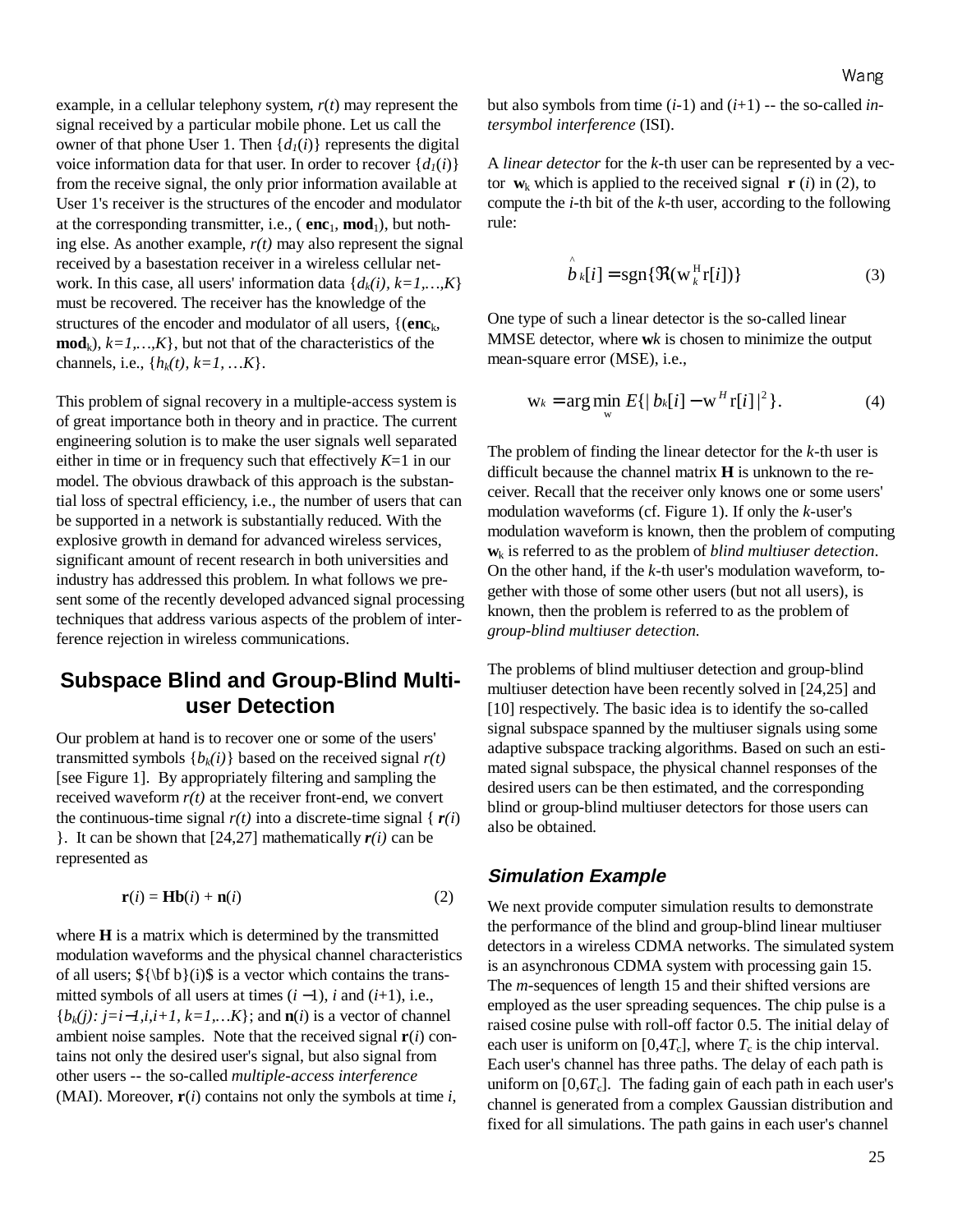example, in a cellular telephony system, $r(t)$ may represent the signal received by a particular mobile phone. Let us call the owner of that phone User 1. Then $\{d_1(i)\}$ represents the digital voice information data for that user. In order to recover $\{d_1(i)\}$ from the receive signal, the only prior information available at User 1's receiver is the structures of the encoder and modulator at the corresponding transmitter, i.e., ( $\mathbf{enc}_1$, $\mathbf{mod}_1$), but nothing else. As another example, $r(t)$ may also represent the signal received by a basestation receiver in a wireless cellular network. In this case, all users' information data $\{d_k(i), k=1,\ldots,K\}$ must be recovered. The receiver has the knowledge of the structures of the encoder and modulator of all users, $\{(\mathbf{enc}_k, \mathbf{mod}_k), k=1,\ldots,K\}$, but not that of the characteristics of the channels, i.e., $\{h_k(t), k=1, \ldots K\}$.

This problem of signal recovery in a multiple-access system is of great importance both in theory and in practice. The current engineering solution is to make the user signals well separated either in time or in frequency such that effectively $K$=1 in our model. The obvious drawback of this approach is the substantial loss of spectral efficiency, i.e., the number of users that can be supported in a network is substantially reduced. With the explosive growth in demand for advanced wireless services, significant amount of recent research in both universities and industry has addressed this problem. In what follows we present some of the recently developed advanced signal processing techniques that address various aspects of the problem of interference rejection in wireless communications.

## Subspace Blind and Group-Blind Multiuser Detection

Our problem at hand is to recover one or some of the users' transmitted symbols $\{b_k(i)\}$ based on the received signal $r(t)$ [see Figure 1]. By appropriately filtering and sampling the received waveform $r(t)$ at the receiver front-end, we convert the continuous-time signal $r(t)$ into a discrete-time signal $\{ \boldsymbol{r}(i) \}$. It can be shown that [24,27] mathematically $\boldsymbol{r}(i)$ can be represented as

$$\mathbf{r}(i) = \mathbf{H}\mathbf{b}(i) + \mathbf{n}(i) \qquad (2)$$

where $\mathbf{H}$ is a matrix which is determined by the transmitted modulation waveforms and the physical channel characteristics of all users; ${\bf b}(i)$ is a vector which contains the transmitted symbols of all users at times $(i-1)$, $i$ and $(i+1)$, i.e., $\{b_k(j): j=i-1,i,i+1, k=1,\ldots K\}$; and $\mathbf{n}(i)$ is a vector of channel ambient noise samples. Note that the received signal $\mathbf{r}(i)$ contains not only the desired user's signal, but also signal from other users -- the so-called *multiple-access interference* (MAI). Moreover, $\mathbf{r}(i)$ contains not only the symbols at time $i$, but also symbols from time $(i$-1) and $(i$+1) -- the so-called *intersymbol interference* (ISI).

A *linear detector* for the $k$-th user can be represented by a vector $\mathbf{w}_k$ which is applied to the received signal $\mathbf{r}(i)$ in (2), to compute the $i$-th bit of the $k$-th user, according to the following rule:

$$\hat{b}_k[i] = \mathrm{sgn}\{\Re(\mathrm{w}_k^H \mathrm{r}[i])\} \qquad (3)$$

One type of such a linear detector is the so-called linear MMSE detector, where $\mathbf{w}k$ is chosen to minimize the output mean-square error (MSE), i.e.,

$$\mathrm{w}_k = \arg\min_{\mathrm{w}} E\{|b_k[i] - \mathrm{w}^H \mathrm{r}[i]|^2\}. \qquad (4)$$

The problem of finding the linear detector for the $k$-th user is difficult because the channel matrix $\mathbf{H}$ is unknown to the receiver. Recall that the receiver only knows one or some users' modulation waveforms (cf. Figure 1). If only the $k$-user's modulation waveform is known, then the problem of computing $\mathbf{w}_k$ is referred to as the problem of *blind multiuser detection*. On the other hand, if the $k$-th user's modulation waveform, together with those of some other users (but not all users), is known, then the problem is referred to as the problem of *group-blind multiuser detection.*

The problems of blind multiuser detection and group-blind multiuser detection have been recently solved in [24,25] and [10] respectively. The basic idea is to identify the so-called signal subspace spanned by the multiuser signals using some adaptive subspace tracking algorithms. Based on such an estimated signal subspace, the physical channel responses of the desired users can be then estimated, and the corresponding blind or group-blind multiuser detectors for those users can also be obtained.

### *Simulation Example*

We next provide computer simulation results to demonstrate the performance of the blind and group-blind linear multiuser detectors in a wireless CDMA networks. The simulated system is an asynchronous CDMA system with processing gain 15. The $m$-sequences of length 15 and their shifted versions are employed as the user spreading sequences. The chip pulse is a raised cosine pulse with roll-off factor 0.5. The initial delay of each user is uniform on $[0,4T_c]$, where $T_c$ is the chip interval. Each user's channel has three paths. The delay of each path is uniform on $[0,6T_c]$. The fading gain of each path in each user's channel is generated from a complex Gaussian distribution and fixed for all simulations. The path gains in each user's channel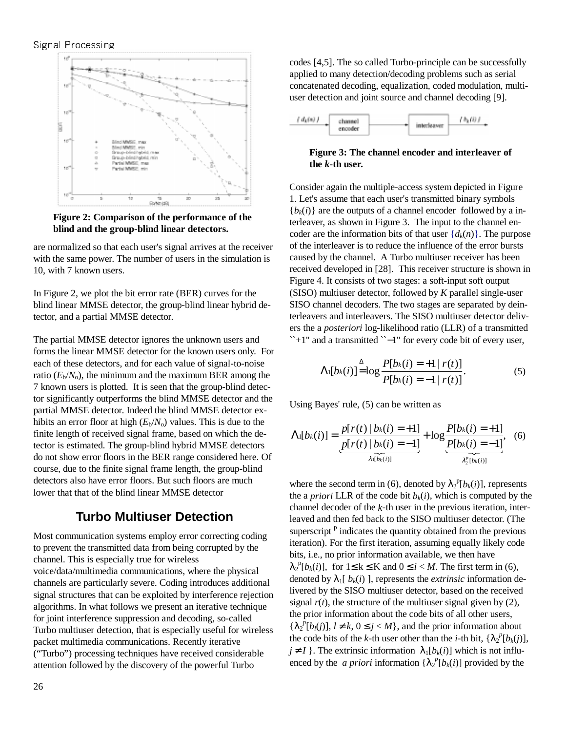Figure 2: Comparison of the performance of the blind and the group-blind linear detectors.

are normalized so that each user's signal arrives at the receiver with the same power. The number of users in the simulation is 10, with 7 known users.

In Figure 2, we plot the bit error rate (BER) curves for the blind linear MMSE detector, the group-blind linear hybrid detector, and a partial MMSE detector.

The partial MMSE detector ignores the unknown users and forms the linear MMSE detector for the known users only. For each of these detectors, and for each value of signal-to-noise ratio ($E_b/N_o$), the minimum and the maximum BER among the 7 known users is plotted. It is seen that the group-blind detector significantly outperforms the blind MMSE detector and the partial MMSE detector. Indeed the blind MMSE detector exhibits an error floor at high ($E_b/N_o$) values. This is due to the finite length of received signal frame, based on which the detector is estimated. The group-blind hybrid MMSE detectors do not show error floors in the BER range considered here. Of course, due to the finite signal frame length, the group-blind detectors also have error floors. But such floors are much lower that that of the blind linear MMSE detector

## Turbo Multiuser Detection

Most communication systems employ error correcting coding to prevent the transmitted data from being corrupted by the channel. This is especially true for wireless voice/data/multimedia communications, where the physical channels are particularly severe. Coding introduces additional signal structures that can be exploited by interference rejection algorithms. In what follows we present an iterative technique for joint interference suppression and decoding, so-called Turbo multiuser detection, that is especially useful for wireless packet multimedia communications. Recently iterative ("Turbo") processing techniques have received considerable attention followed by the discovery of the powerful Turbo codes [4,5]. The so called Turbo-principle can be successfully applied to many detection/decoding problems such as serial concatenated decoding, equalization, coded modulation, multiuser detection and joint source and channel decoding [9].

Figure 3: The channel encoder and interleaver of the *k*-th user.

Consider again the multiple-access system depicted in Figure 1. Let's assume that each user's transmitted binary symbols $\{b_k(i)\}$ are the outputs of a channel encoder followed by an interleaver, as shown in Figure 3. The input to the channel encoder are the information bits of that user $\{d_k(n)\}$. The purpose of the interleaver is to reduce the influence of the error bursts caused by the channel. A Turbo multiuser receiver has been received developed in [28]. This receiver structure is shown in Figure 4. It consists of two stages: a soft-input soft output (SISO) multiuser detector, followed by $K$ parallel single-user SISO channel decoders. The two stages are separated by deinterleavers and interleavers. The SISO multiuser detector delivers the a *posteriori* log-likelihood ratio (LLR) of a transmitted ``+1" and a transmitted ``−1" for every code bit of every user,

$$\Lambda_1[b_k(i)] \stackrel{\Delta}{=} \log \frac{P[b_k(i)=+1 \mid r(t)]}{P[b_k(i)=-1 \mid r(t)]}. \quad (5)$$

Using Bayes' rule, (5) can be written as

$$\Lambda_1[b_k(i)] = \underbrace{\frac{p[r(t) \mid b_k(i)=+1]}{p[r(t) \mid b_k(i)=-1]}}_{\lambda_1[b_k(i)]} + \underbrace{\log \frac{P[b_k(i)=+1]}{P[b_k(i)=-1]}}_{\lambda_2^p[b_k(i)]}, \quad (6)$$

where the second term in (6), denoted by $\lambda_2^p[b_k(i)]$, represents the *a priori* LLR of the code bit $b_k(i)$, which is computed by the channel decoder of the *k*-th user in the previous iteration, interleaved and then fed back to the SISO multiuser detector. (The superscript $^p$ indicates the quantity obtained from the previous iteration). For the first iteration, assuming equally likely code bits, i.e., no prior information available, we then have $\lambda_2^p[b_k(i)]$, for $1 \le k \le K$ and $0 \le i < M$. The first term in (6), denoted by $\lambda_1[\, b_k(i)\, ]$, represents the *extrinsic* information delivered by the SISO multiuser detector, based on the received signal $r(t)$, the structure of the multiuser signal given by (2), the prior information about the code bits of all other users, $\{\lambda_2^p[b_l(j)],\ l \ne k,\ 0 \le j < M\}$, and the prior information about the code bits of the *k*-th user other than the *i*-th bit, $\{\lambda_2^p[b_k(j)],\ j \ne I\ \}$. The extrinsic information $\lambda_1[b_k(i)]$ which is not influenced by the *a priori* information $\{\lambda_2^p[b_k(i)]$ provided by the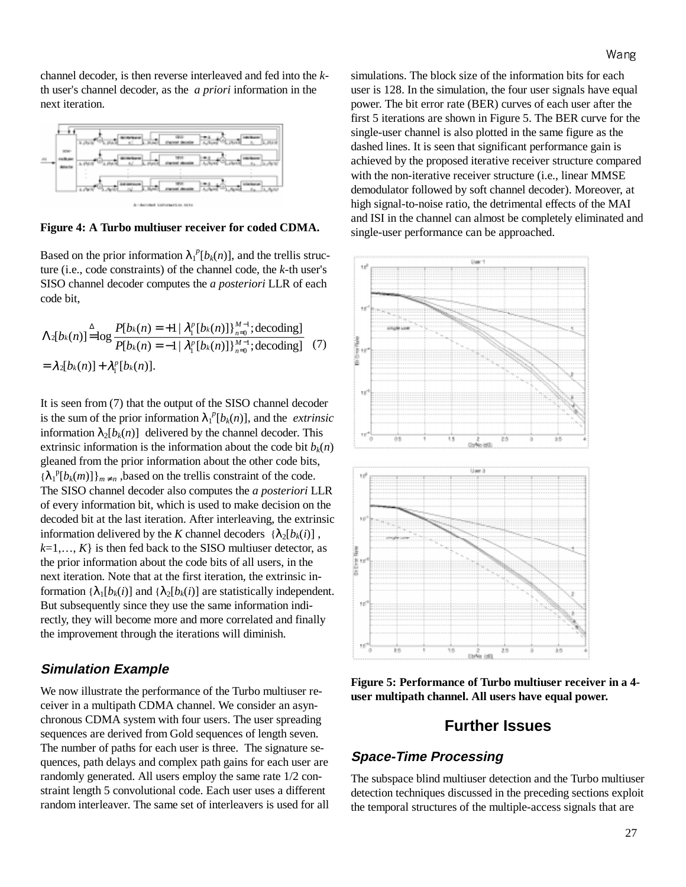channel decoder, is then reverse interleaved and fed into the $k$-th user's channel decoder, as the *a priori* information in the next iteration.

**Figure 4: A Turbo multiuser receiver for coded CDMA.**

Based on the prior information $\lambda_1^p[b_k(n)]$, and the trellis structure (i.e., code constraints) of the channel code, the $k$-th user's SISO channel decoder computes the *a posteriori* LLR of each code bit,

$$\Lambda_2[b_k(n)] \overset{\Delta}{=} \log \frac{P[b_k(n)=+1 \mid \{\lambda_1^p[b_k(n)]\}_{n=0}^{M-1}; \text{decoding}]}{P[b_k(n)=-1 \mid \{\lambda_1^p[b_k(n)]\}_{n=0}^{M-1}; \text{decoding}]} = \lambda_2[b_k(n)] + \lambda_1^p[b_k(n)]. \quad (7)$$

It is seen from (7) that the output of the SISO channel decoder is the sum of the prior information $\lambda_1^p[b_k(n)]$, and the *extrinsic* information $\lambda_2[b_k(n)]$ delivered by the channel decoder. This extrinsic information is the information about the code bit $b_k(n)$ gleaned from the prior information about the other code bits, $\{\lambda_1^p[b_k(m)]\}_{m \neq n}$ ,based on the trellis constraint of the code. The SISO channel decoder also computes the *a posteriori* LLR of every information bit, which is used to make decision on the decoded bit at the last iteration. After interleaving, the extrinsic information delivered by the $K$ channel decoders $\{\lambda_2[b_k(i)]$ , $k$=1,…, $K\}$ is then fed back to the SISO multiuser detector, as the prior information about the code bits of all users, in the next iteration. Note that at the first iteration, the extrinsic information $\{\lambda_1[b_k(i)]$ and $\{\lambda_2[b_k(i)]$ are statistically independent. But subsequently since they use the same information indirectly, they will become more and more correlated and finally the improvement through the iterations will diminish.

### Simulation Example

We now illustrate the performance of the Turbo multiuser receiver in a multipath CDMA channel. We consider an asynchronous CDMA system with four users. The user spreading sequences are derived from Gold sequences of length seven. The number of paths for each user is three. The signature sequences, path delays and complex path gains for each user are randomly generated. All users employ the same rate 1/2 constraint length 5 convolutional code. Each user uses a different random interleaver. The same set of interleavers is used for all simulations. The block size of the information bits for each user is 128. In the simulation, the four user signals have equal power. The bit error rate (BER) curves of each user after the first 5 iterations are shown in Figure 5. The BER curve for the single-user channel is also plotted in the same figure as the dashed lines. It is seen that significant performance gain is achieved by the proposed iterative receiver structure compared with the non-iterative receiver structure (i.e., linear MMSE demodulator followed by soft channel decoder). Moreover, at high signal-to-noise ratio, the detrimental effects of the MAI and ISI in the channel can almost be completely eliminated and single-user performance can be approached.

**Figure 5: Performance of Turbo multiuser receiver in a 4-user multipath channel. All users have equal power.**

## Further Issues

### Space-Time Processing

The subspace blind multiuser detection and the Turbo multiuser detection techniques discussed in the preceding sections exploit the temporal structures of the multiple-access signals that are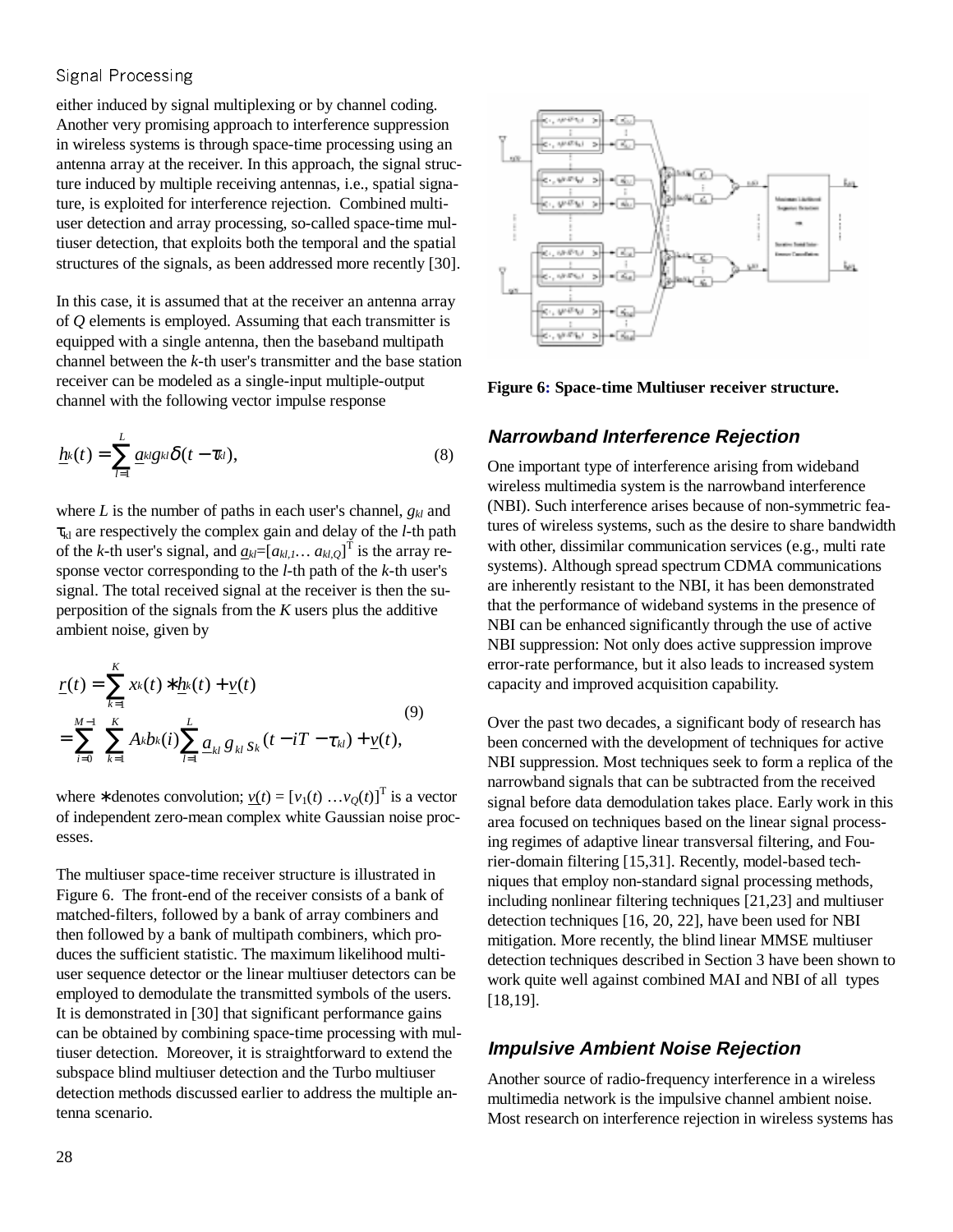either induced by signal multiplexing or by channel coding. Another very promising approach to interference suppression in wireless systems is through space-time processing using an antenna array at the receiver. In this approach, the signal structure induced by multiple receiving antennas, i.e., spatial signature, is exploited for interference rejection. Combined multiuser detection and array processing, so-called space-time multiuser detection, that exploits both the temporal and the spatial structures of the signals, as been addressed more recently [30].

In this case, it is assumed that at the receiver an antenna array of $Q$ elements is employed. Assuming that each transmitter is equipped with a single antenna, then the baseband multipath channel between the $k$-th user's transmitter and the base station receiver can be modeled as a single-input multiple-output channel with the following vector impulse response

$$\underline{h}_k(t) = \sum_{l=1}^{L} \underline{a}_{kl} g_{kl} \delta(t - \tau_{kl}), \tag{8}$$

where $L$ is the number of paths in each user's channel, $g_{kl}$ and $\tau_{kl}$ are respectively the complex gain and delay of the $l$-th path of the $k$-th user's signal, and $\underline{a}_{kl}=[a_{kl,1} \ldots a_{kl,Q}]^T$ is the array response vector corresponding to the $l$-th path of the $k$-th user's signal. The total received signal at the receiver is then the superposition of the signals from the $K$ users plus the additive ambient noise, given by

$$\begin{aligned} \underline{r}(t) &= \sum_{k=1}^{K} x_k(t) * \underline{h}_k(t) + \underline{v}(t) \\ &= \sum_{i=0}^{M-1} \sum_{k=1}^{K} A_k b_k(i) \sum_{l=1}^{L} \underline{a}_{kl}\, g_{kl}\, s_k(t - iT - \tau_{kl}) + \underline{v}(t), \end{aligned} \tag{9}$$

where $*$ denotes convolution; $\underline{v}(t) = [v_1(t) \ldots v_Q(t)]^T$ is a vector of independent zero-mean complex white Gaussian noise processes.

The multiuser space-time receiver structure is illustrated in Figure 6. The front-end of the receiver consists of a bank of matched-filters, followed by a bank of array combiners and then followed by a bank of multipath combiners, which produces the sufficient statistic. The maximum likelihood multiuser sequence detector or the linear multiuser detectors can be employed to demodulate the transmitted symbols of the users. It is demonstrated in [30] that significant performance gains can be obtained by combining space-time processing with multiuser detection. Moreover, it is straightforward to extend the subspace blind multiuser detection and the Turbo multiuser detection methods discussed earlier to address the multiple antenna scenario.

**Figure 6: Space-time Multiuser receiver structure.**

### Narrowband Interference Rejection

One important type of interference arising from wideband wireless multimedia system is the narrowband interference (NBI). Such interference arises because of non-symmetric features of wireless systems, such as the desire to share bandwidth with other, dissimilar communication services (e.g., multi rate systems). Although spread spectrum CDMA communications are inherently resistant to the NBI, it has been demonstrated that the performance of wideband systems in the presence of NBI can be enhanced significantly through the use of active NBI suppression: Not only does active suppression improve error-rate performance, but it also leads to increased system capacity and improved acquisition capability.

Over the past two decades, a significant body of research has been concerned with the development of techniques for active NBI suppression. Most techniques seek to form a replica of the narrowband signals that can be subtracted from the received signal before data demodulation takes place. Early work in this area focused on techniques based on the linear signal processing regimes of adaptive linear transversal filtering, and Fourier-domain filtering [15,31]. Recently, model-based techniques that employ non-standard signal processing methods, including nonlinear filtering techniques [21,23] and multiuser detection techniques [16, 20, 22], have been used for NBI mitigation. More recently, the blind linear MMSE multiuser detection techniques described in Section 3 have been shown to work quite well against combined MAI and NBI of all types [18,19].

### Impulsive Ambient Noise Rejection

Another source of radio-frequency interference in a wireless multimedia network is the impulsive channel ambient noise. Most research on interference rejection in wireless systems has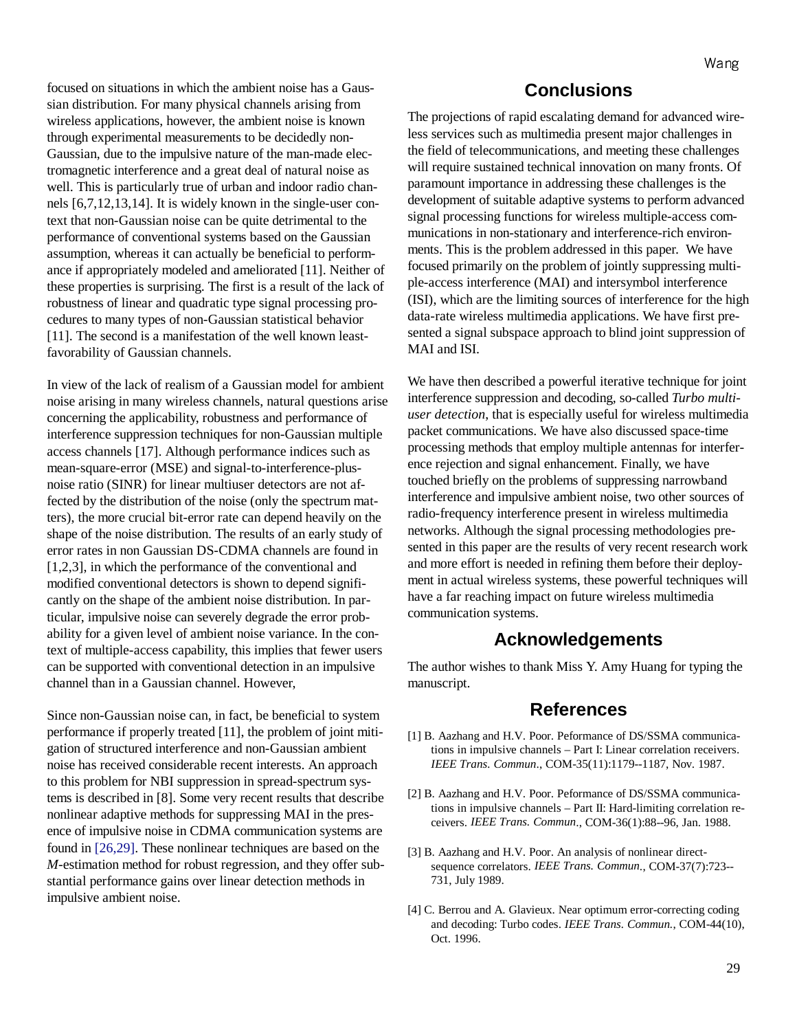focused on situations in which the ambient noise has a Gaussian distribution. For many physical channels arising from wireless applications, however, the ambient noise is known through experimental measurements to be decidedly non-Gaussian, due to the impulsive nature of the man-made electromagnetic interference and a great deal of natural noise as well. This is particularly true of urban and indoor radio channels [6,7,12,13,14]. It is widely known in the single-user context that non-Gaussian noise can be quite detrimental to the performance of conventional systems based on the Gaussian assumption, whereas it can actually be beneficial to performance if appropriately modeled and ameliorated [11]. Neither of these properties is surprising. The first is a result of the lack of robustness of linear and quadratic type signal processing procedures to many types of non-Gaussian statistical behavior [11]. The second is a manifestation of the well known least-favorability of Gaussian channels.

In view of the lack of realism of a Gaussian model for ambient noise arising in many wireless channels, natural questions arise concerning the applicability, robustness and performance of interference suppression techniques for non-Gaussian multiple access channels [17]. Although performance indices such as mean-square-error (MSE) and signal-to-interference-plus-noise ratio (SINR) for linear multiuser detectors are not affected by the distribution of the noise (only the spectrum matters), the more crucial bit-error rate can depend heavily on the shape of the noise distribution. The results of an early study of error rates in non Gaussian DS-CDMA channels are found in [1,2,3], in which the performance of the conventional and modified conventional detectors is shown to depend significantly on the shape of the ambient noise distribution. In particular, impulsive noise can severely degrade the error probability for a given level of ambient noise variance. In the context of multiple-access capability, this implies that fewer users can be supported with conventional detection in an impulsive channel than in a Gaussian channel. However,

Since non-Gaussian noise can, in fact, be beneficial to system performance if properly treated [11], the problem of joint mitigation of structured interference and non-Gaussian ambient noise has received considerable recent interests. An approach to this problem for NBI suppression in spread-spectrum systems is described in [8]. Some very recent results that describe nonlinear adaptive methods for suppressing MAI in the presence of impulsive noise in CDMA communication systems are found in [26,29]. These nonlinear techniques are based on the *M*-estimation method for robust regression, and they offer substantial performance gains over linear detection methods in impulsive ambient noise.

## Conclusions

The projections of rapid escalating demand for advanced wireless services such as multimedia present major challenges in the field of telecommunications, and meeting these challenges will require sustained technical innovation on many fronts. Of paramount importance in addressing these challenges is the development of suitable adaptive systems to perform advanced signal processing functions for wireless multiple-access communications in non-stationary and interference-rich environments. This is the problem addressed in this paper. We have focused primarily on the problem of jointly suppressing multiple-access interference (MAI) and intersymbol interference (ISI), which are the limiting sources of interference for the high data-rate wireless multimedia applications. We have first presented a signal subspace approach to blind joint suppression of MAI and ISI.

We have then described a powerful iterative technique for joint interference suppression and decoding, so-called *Turbo multiuser detection*, that is especially useful for wireless multimedia packet communications. We have also discussed space-time processing methods that employ multiple antennas for interference rejection and signal enhancement. Finally, we have touched briefly on the problems of suppressing narrowband interference and impulsive ambient noise, two other sources of radio-frequency interference present in wireless multimedia networks. Although the signal processing methodologies presented in this paper are the results of very recent research work and more effort is needed in refining them before their deployment in actual wireless systems, these powerful techniques will have a far reaching impact on future wireless multimedia communication systems.

## Acknowledgements

The author wishes to thank Miss Y. Amy Huang for typing the manuscript.

## References

[1] B. Aazhang and H.V. Poor. Peformance of DS/SSMA communications in impulsive channels – Part I: Linear correlation receivers. *IEEE Trans. Commun*., COM-35(11):1179--1187, Nov. 1987.

[2] B. Aazhang and H.V. Poor. Peformance of DS/SSMA communications in impulsive channels – Part II: Hard-limiting correlation receivers. *IEEE Trans. Commun*., COM-36(1):88--96, Jan. 1988.

[3] B. Aazhang and H.V. Poor. An analysis of nonlinear direct-sequence correlators. *IEEE Trans. Commun.*, COM-37(7):723--731, July 1989.

[4] C. Berrou and A. Glavieux. Near optimum error-correcting coding and decoding: Turbo codes. *IEEE Trans. Commun.*, COM-44(10), Oct. 1996.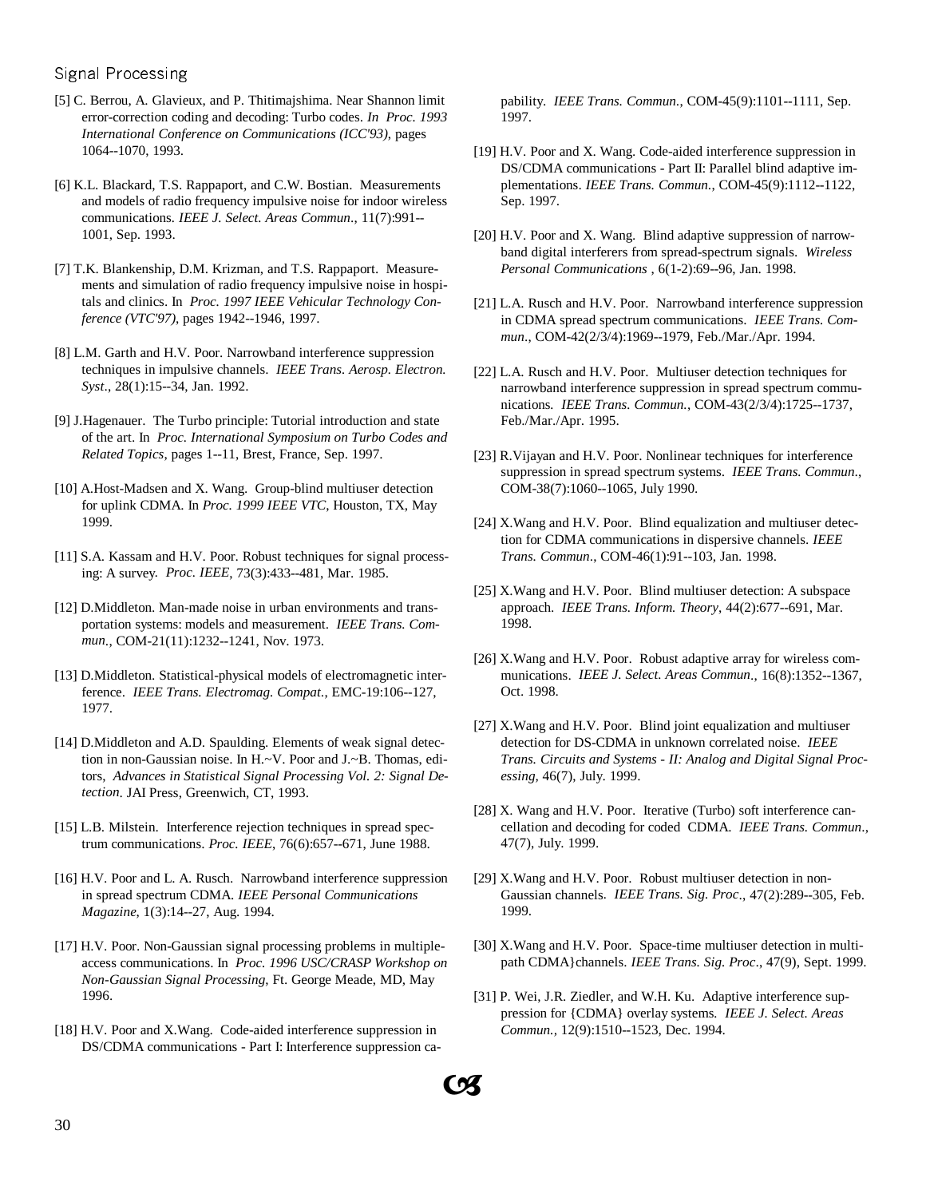[5] C. Berrou, A. Glavieux, and P. Thitimajshima. Near Shannon limit error-correction coding and decoding: Turbo codes. *In Proc. 1993 International Conference on Communications (ICC'93)*, pages 1064--1070, 1993.

[6] K.L. Blackard, T.S. Rappaport, and C.W. Bostian. Measurements and models of radio frequency impulsive noise for indoor wireless communications. *IEEE J. Select. Areas Commun*., 11(7):991--1001, Sep. 1993.

[7] T.K. Blankenship, D.M. Krizman, and T.S. Rappaport. Measurements and simulation of radio frequency impulsive noise in hospitals and clinics. In *Proc. 1997 IEEE Vehicular Technology Conference (VTC'97)*, pages 1942--1946, 1997.

[8] L.M. Garth and H.V. Poor. Narrowband interference suppression techniques in impulsive channels. *IEEE Trans. Aerosp. Electron. Syst*., 28(1):15--34, Jan. 1992.

[9] J.Hagenauer. The Turbo principle: Tutorial introduction and state of the art. In *Proc. International Symposium on Turbo Codes and Related Topics*, pages 1--11, Brest, France, Sep. 1997.

[10] A.Host-Madsen and X. Wang. Group-blind multiuser detection for uplink CDMA. In *Proc. 1999 IEEE VTC*, Houston, TX, May 1999.

[11] S.A. Kassam and H.V. Poor. Robust techniques for signal processing: A survey. *Proc. IEEE*, 73(3):433--481, Mar. 1985.

[12] D.Middleton. Man-made noise in urban environments and transportation systems: models and measurement. *IEEE Trans. Commun.*, COM-21(11):1232--1241, Nov. 1973.

[13] D.Middleton. Statistical-physical models of electromagnetic interference. *IEEE Trans. Electromag. Compat.*, EMC-19:106--127, 1977.

[14] D.Middleton and A.D. Spaulding. Elements of weak signal detection in non-Gaussian noise. In H.~V. Poor and J.~B. Thomas, editors, *Advances in Statistical Signal Processing Vol. 2: Signal Detection*. JAI Press, Greenwich, CT, 1993.

[15] L.B. Milstein. Interference rejection techniques in spread spectrum communications. *Proc. IEEE*, 76(6):657--671, June 1988.

[16] H.V. Poor and L. A. Rusch. Narrowband interference suppression in spread spectrum CDMA. *IEEE Personal Communications Magazine*, 1(3):14--27, Aug. 1994.

[17] H.V. Poor. Non-Gaussian signal processing problems in multiple-access communications. In *Proc. 1996 USC/CRASP Workshop on Non-Gaussian Signal Processing*, Ft. George Meade, MD, May 1996.

[18] H.V. Poor and X.Wang. Code-aided interference suppression in DS/CDMA communications - Part I: Interference suppression capability. *IEEE Trans. Commun.*, COM-45(9):1101--1111, Sep. 1997.

[19] H.V. Poor and X. Wang. Code-aided interference suppression in DS/CDMA communications - Part II: Parallel blind adaptive implementations. *IEEE Trans. Commun.*, COM-45(9):1112--1122, Sep. 1997.

[20] H.V. Poor and X. Wang. Blind adaptive suppression of narrowband digital interferers from spread-spectrum signals. *Wireless Personal Communications* , 6(1-2):69--96, Jan. 1998.

[21] L.A. Rusch and H.V. Poor. Narrowband interference suppression in CDMA spread spectrum communications. *IEEE Trans. Commun*., COM-42(2/3/4):1969--1979, Feb./Mar./Apr. 1994.

[22] L.A. Rusch and H.V. Poor. Multiuser detection techniques for narrowband interference suppression in spread spectrum communications. *IEEE Trans. Commun.*, COM-43(2/3/4):1725--1737, Feb./Mar./Apr. 1995.

[23] R.Vijayan and H.V. Poor. Nonlinear techniques for interference suppression in spread spectrum systems. *IEEE Trans. Commun*., COM-38(7):1060--1065, July 1990.

[24] X.Wang and H.V. Poor. Blind equalization and multiuser detection for CDMA communications in dispersive channels. *IEEE Trans. Commun*., COM-46(1):91--103, Jan. 1998.

[25] X.Wang and H.V. Poor. Blind multiuser detection: A subspace approach. *IEEE Trans. Inform. Theory*, 44(2):677--691, Mar. 1998.

[26] X.Wang and H.V. Poor. Robust adaptive array for wireless communications. *IEEE J. Select. Areas Commun*., 16(8):1352--1367, Oct. 1998.

[27] X.Wang and H.V. Poor. Blind joint equalization and multiuser detection for DS-CDMA in unknown correlated noise. *IEEE Trans. Circuits and Systems - II: Analog and Digital Signal Processing*, 46(7), July. 1999.

[28] X. Wang and H.V. Poor. Iterative (Turbo) soft interference cancellation and decoding for coded CDMA. *IEEE Trans. Commun*., 47(7), July. 1999.

[29] X.Wang and H.V. Poor. Robust multiuser detection in non-Gaussian channels. *IEEE Trans. Sig. Proc*., 47(2):289--305, Feb. 1999.

[30] X.Wang and H.V. Poor. Space-time multiuser detection in multipath CDMA}channels. *IEEE Trans. Sig. Proc*., 47(9), Sept. 1999.

[31] P. Wei, J.R. Ziedler, and W.H. Ku. Adaptive interference suppression for {CDMA} overlay systems. *IEEE J. Select. Areas Commun.*, 12(9):1510--1523, Dec. 1994.